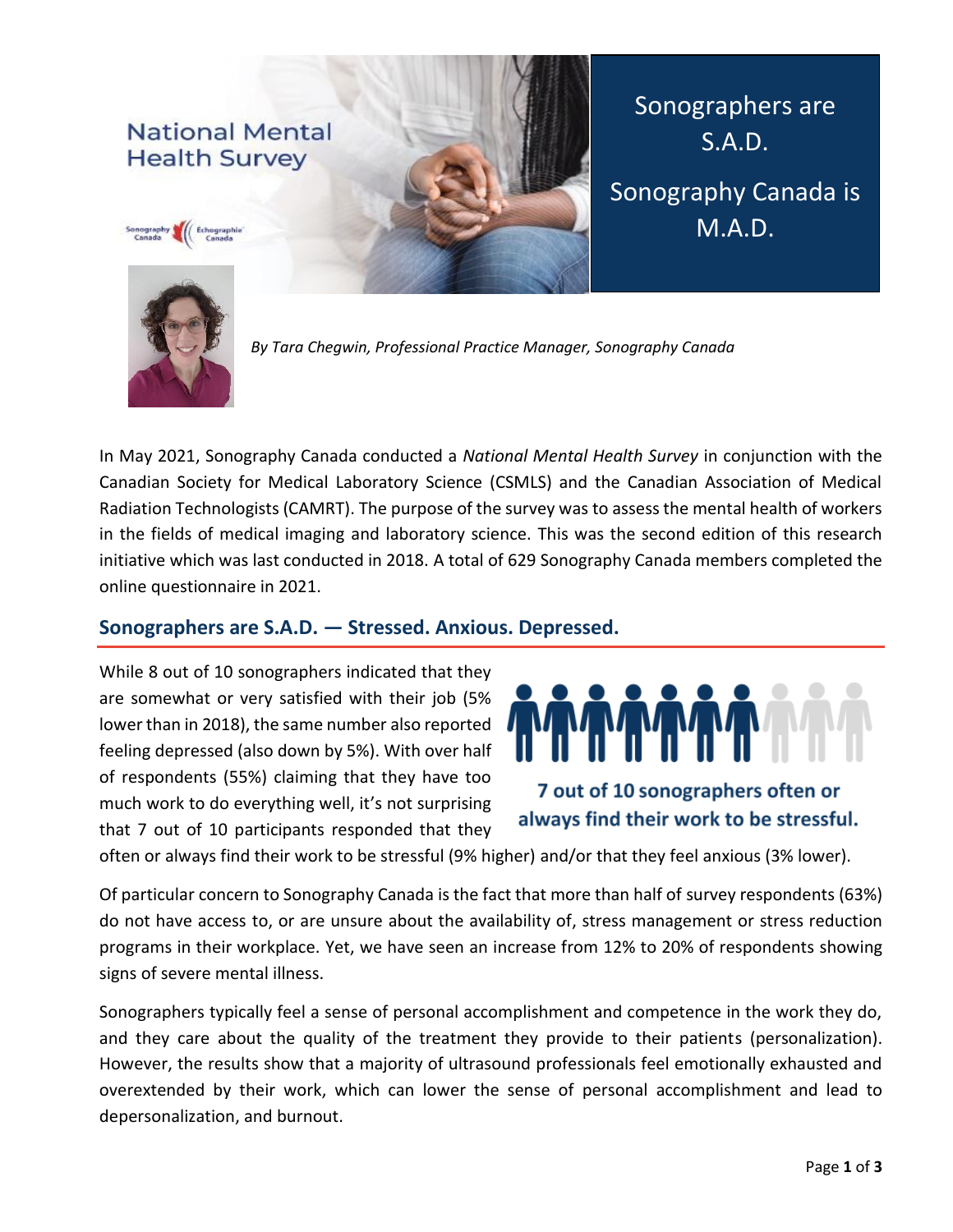# National Mental Health Survey

Sonographers are S.A.D.

Sonography Canada is M.A.D.

*By Tara Chegwin, Professional Practice Manager, Sonography Canada*

In May 2021, Sonography Canada conducted a *National Mental Health Survey* in conjunction with the Canadian Society for Medical Laboratory Science (CSMLS) and the Canadian Association of Medical Radiation Technologists (CAMRT). The purpose of the survey was to assess the mental health of workers in the fields of medical imaging and laboratory science. This was the second edition of this research initiative which was last conducted in 2018. A total of 629 Sonography Canada members completed the online questionnaire in 2021.

## Sonographers are S.A.D. — Stressed. Anxious. Depressed.

While 8 out of 10 sonographers indicated that they are somewhat or very satisfied with their job (5% lower than in 2018), the same number also reported feeling depressed (also down by 5%). With over half of respondents (55%) claiming that they have too much work to do everything well, it's not surprising that 7 out of 10 participants responded that they often or always find their work to be stressful (9% higher) and/or that they feel anxious (3% lower).

**7 out of 10 sonographers often or always find their work to be stressful.**

Of particular concern to Sonography Canada is the fact that more than half of survey respondents (63%) do not have access to, or are unsure about the availability of, stress management or stress reduction programs in their workplace. Yet, we have seen an increase from 12% to 20% of respondents showing signs of severe mental illness.

Sonographers typically feel a sense of personal accomplishment and competence in the work they do, and they care about the quality of the treatment they provide to their patients (personalization). However, the results show that a majority of ultrasound professionals feel emotionally exhausted and overextended by their work, which can lower the sense of personal accomplishment and lead to depersonalization, and burnout.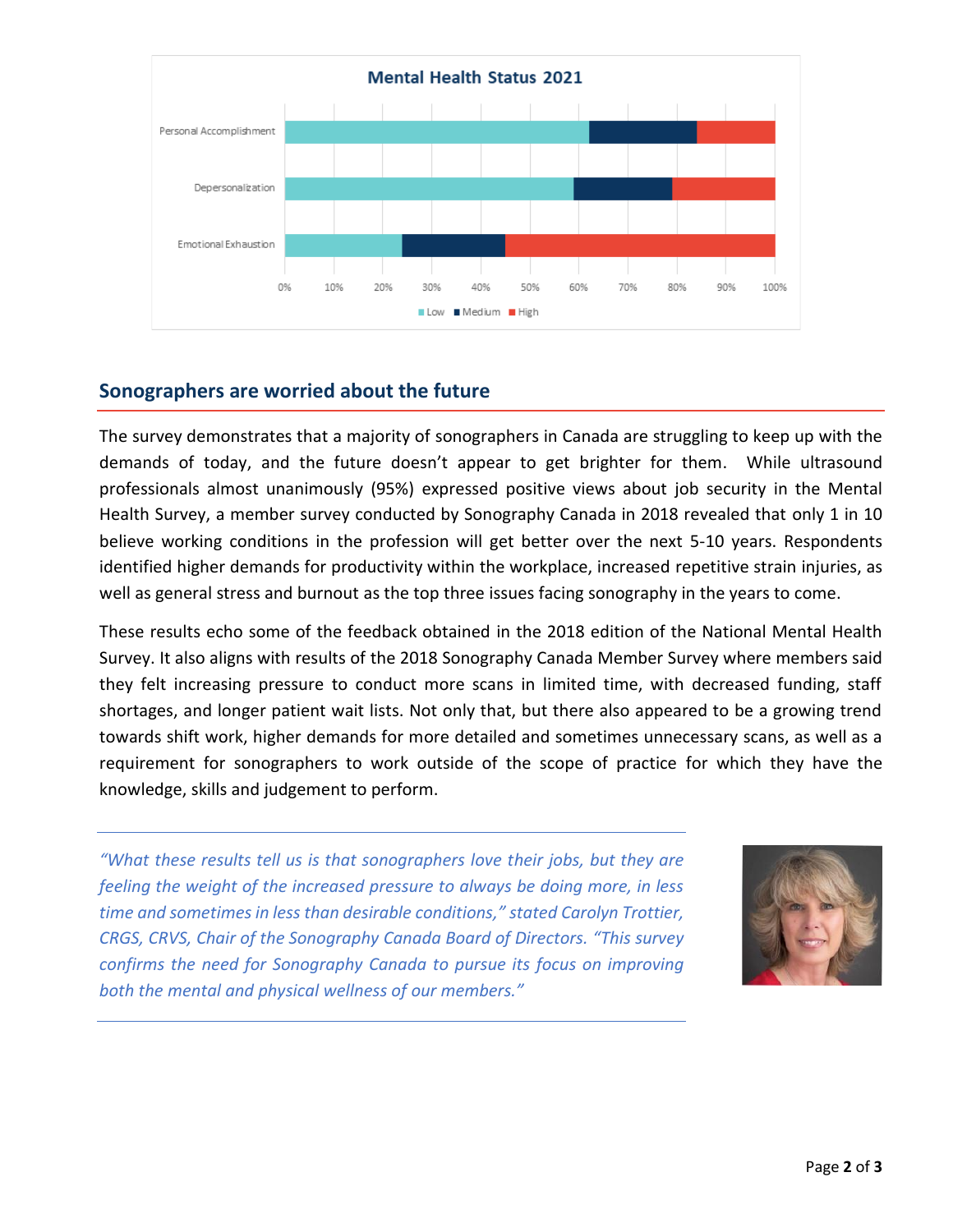**Mental Health Status 2021**

| | Low | Medium | High |
|---|---|---|---|
| Personal Accomplishment | | | |
| Depersonalization | | | |
| Emotional Exhaustion | | | |

## Sonographers are worried about the future

The survey demonstrates that a majority of sonographers in Canada are struggling to keep up with the demands of today, and the future doesn't appear to get brighter for them. While ultrasound professionals almost unanimously (95%) expressed positive views about job security in the Mental Health Survey, a member survey conducted by Sonography Canada in 2018 revealed that only 1 in 10 believe working conditions in the profession will get better over the next 5-10 years. Respondents identified higher demands for productivity within the workplace, increased repetitive strain injuries, as well as general stress and burnout as the top three issues facing sonography in the years to come.

These results echo some of the feedback obtained in the 2018 edition of the National Mental Health Survey. It also aligns with results of the 2018 Sonography Canada Member Survey where members said they felt increasing pressure to conduct more scans in limited time, with decreased funding, staff shortages, and longer patient wait lists. Not only that, but there also appeared to be a growing trend towards shift work, higher demands for more detailed and sometimes unnecessary scans, as well as a requirement for sonographers to work outside of the scope of practice for which they have the knowledge, skills and judgement to perform.

---

*"What these results tell us is that sonographers love their jobs, but they are feeling the weight of the increased pressure to always be doing more, in less time and sometimes in less than desirable conditions," stated Carolyn Trottier, CRGS, CRVS, Chair of the Sonography Canada Board of Directors. "This survey confirms the need for Sonography Canada to pursue its focus on improving both the mental and physical wellness of our members."*

---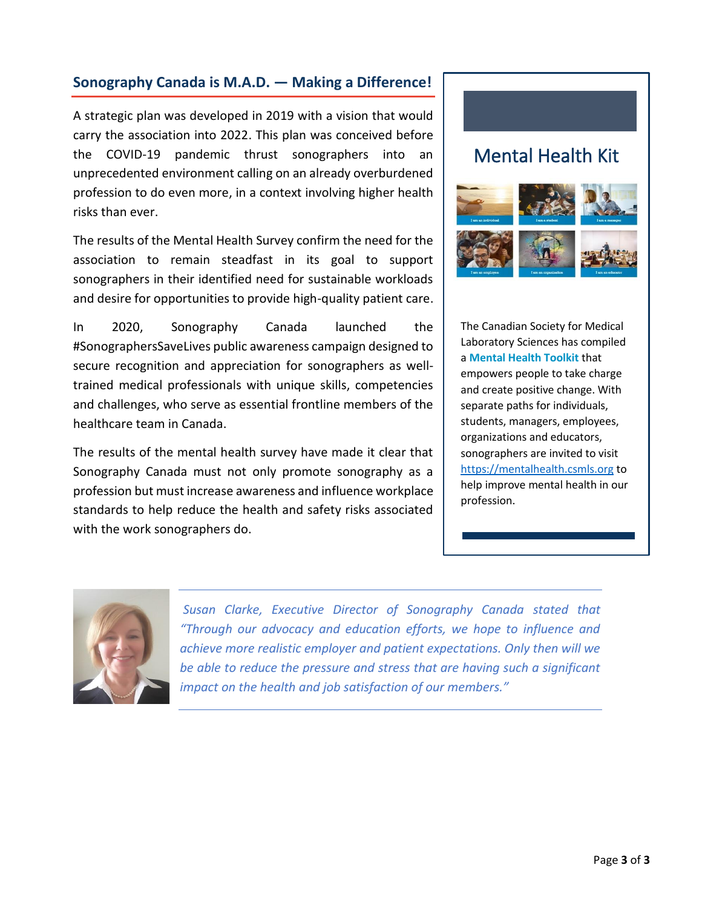## Sonography Canada is M.A.D. — Making a Difference!

A strategic plan was developed in 2019 with a vision that would carry the association into 2022. This plan was conceived before the COVID-19 pandemic thrust sonographers into an unprecedented environment calling on an already overburdened profession to do even more, in a context involving higher health risks than ever.

The results of the Mental Health Survey confirm the need for the association to remain steadfast in its goal to support sonographers in their identified need for sustainable workloads and desire for opportunities to provide high-quality patient care.

In 2020, Sonography Canada launched the #SonographersSaveLives public awareness campaign designed to secure recognition and appreciation for sonographers as well-trained medical professionals with unique skills, competencies and challenges, who serve as essential frontline members of the healthcare team in Canada.

The results of the mental health survey have made it clear that Sonography Canada must not only promote sonography as a profession but must increase awareness and influence workplace standards to help reduce the health and safety risks associated with the work sonographers do.

### Mental Health Kit

I am an individual

I am a student

I am a manager

I am an employee

I am an organization

I am an educator

The Canadian Society for Medical Laboratory Sciences has compiled a **Mental Health Toolkit** that empowers people to take charge and create positive change. With separate paths for individuals, students, managers, employees, organizations and educators, sonographers are invited to visit https://mentalhealth.csmls.org to help improve mental health in our profession.

*Susan Clarke, Executive Director of Sonography Canada stated that "Through our advocacy and education efforts, we hope to influence and achieve more realistic employer and patient expectations. Only then will we be able to reduce the pressure and stress that are having such a significant impact on the health and job satisfaction of our members."*